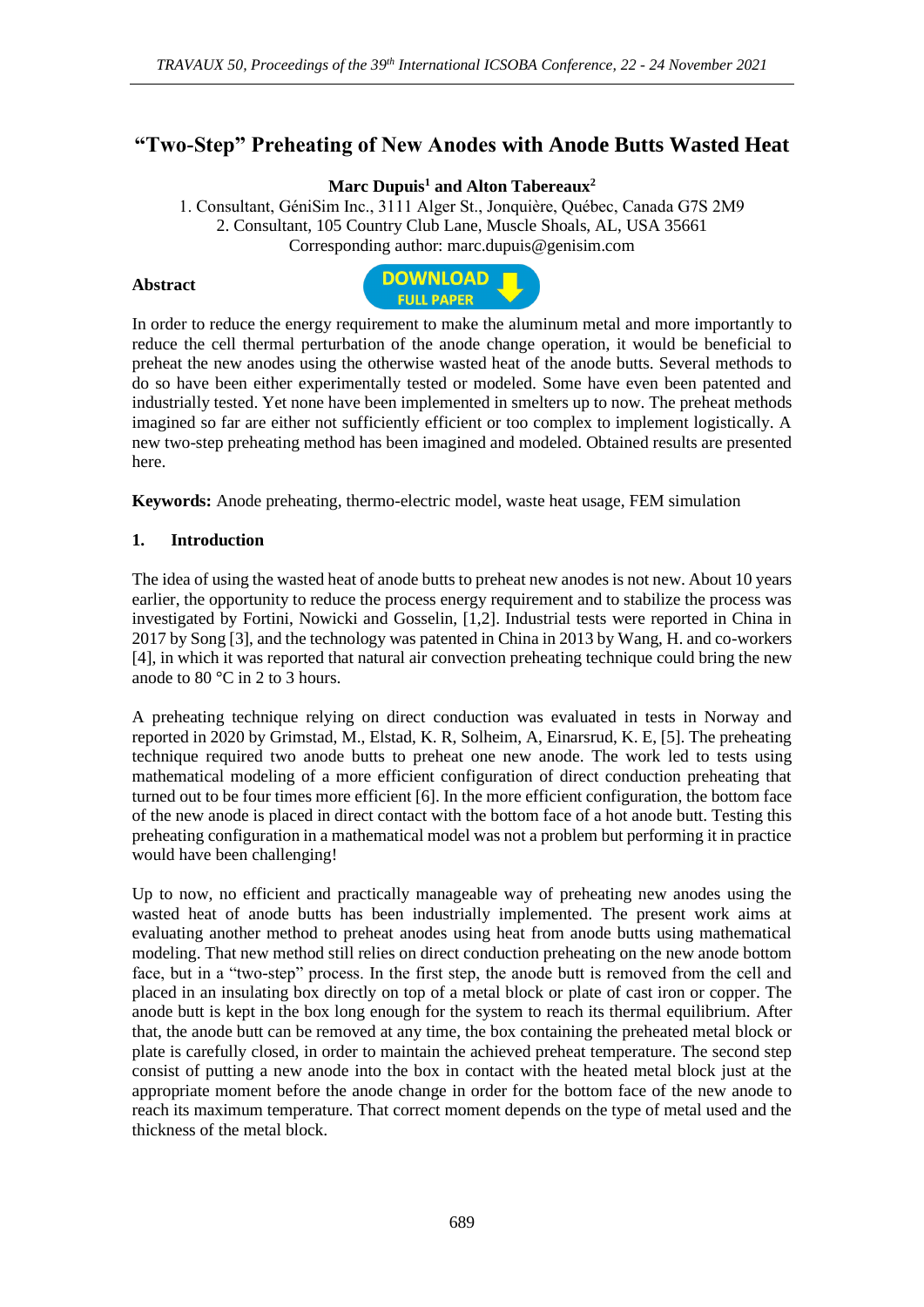# "Two-Step" Preheating of New Anodes with Anode Butts Wasted Heat

**Marc Dupuis[1] and Alton Tabereaux[2]**

1. Consultant, GéniSim Inc., 3111 Alger St., Jonquière, Québec, Canada G7S 2M9
2. Consultant, 105 Country Club Lane, Muscle Shoals, AL, USA 35661

Corresponding author: marc.dupuis@genisim.com

## Abstract

In order to reduce the energy requirement to make the aluminum metal and more importantly to reduce the cell thermal perturbation of the anode change operation, it would be beneficial to preheat the new anodes using the otherwise wasted heat of the anode butts. Several methods to do so have been either experimentally tested or modeled. Some have even been patented and industrially tested. Yet none have been implemented in smelters up to now. The preheat methods imagined so far are either not sufficiently efficient or too complex to implement logistically. A new two-step preheating method has been imagined and modeled. Obtained results are presented here.

**Keywords:** Anode preheating, thermo-electric model, waste heat usage, FEM simulation

## 1. Introduction

The idea of using the wasted heat of anode butts to preheat new anodes is not new. About 10 years earlier, the opportunity to reduce the process energy requirement and to stabilize the process was investigated by Fortini, Nowicki and Gosselin, [1,2]. Industrial tests were reported in China in 2017 by Song [3], and the technology was patented in China in 2013 by Wang, H. and co-workers [4], in which it was reported that natural air convection preheating technique could bring the new anode to 80 °C in 2 to 3 hours.

A preheating technique relying on direct conduction was evaluated in tests in Norway and reported in 2020 by Grimstad, M., Elstad, K. R, Solheim, A, Einarsrud, K. E, [5]. The preheating technique required two anode butts to preheat one new anode. The work led to tests using mathematical modeling of a more efficient configuration of direct conduction preheating that turned out to be four times more efficient [6]. In the more efficient configuration, the bottom face of the new anode is placed in direct contact with the bottom face of a hot anode butt. Testing this preheating configuration in a mathematical model was not a problem but performing it in practice would have been challenging!

Up to now, no efficient and practically manageable way of preheating new anodes using the wasted heat of anode butts has been industrially implemented. The present work aims at evaluating another method to preheat anodes using heat from anode butts using mathematical modeling. That new method still relies on direct conduction preheating on the new anode bottom face, but in a "two-step" process. In the first step, the anode butt is removed from the cell and placed in an insulating box directly on top of a metal block or plate of cast iron or copper. The anode butt is kept in the box long enough for the system to reach its thermal equilibrium. After that, the anode butt can be removed at any time, the box containing the preheated metal block or plate is carefully closed, in order to maintain the achieved preheat temperature. The second step consist of putting a new anode into the box in contact with the heated metal block just at the appropriate moment before the anode change in order for the bottom face of the new anode to reach its maximum temperature. That correct moment depends on the type of metal used and the thickness of the metal block.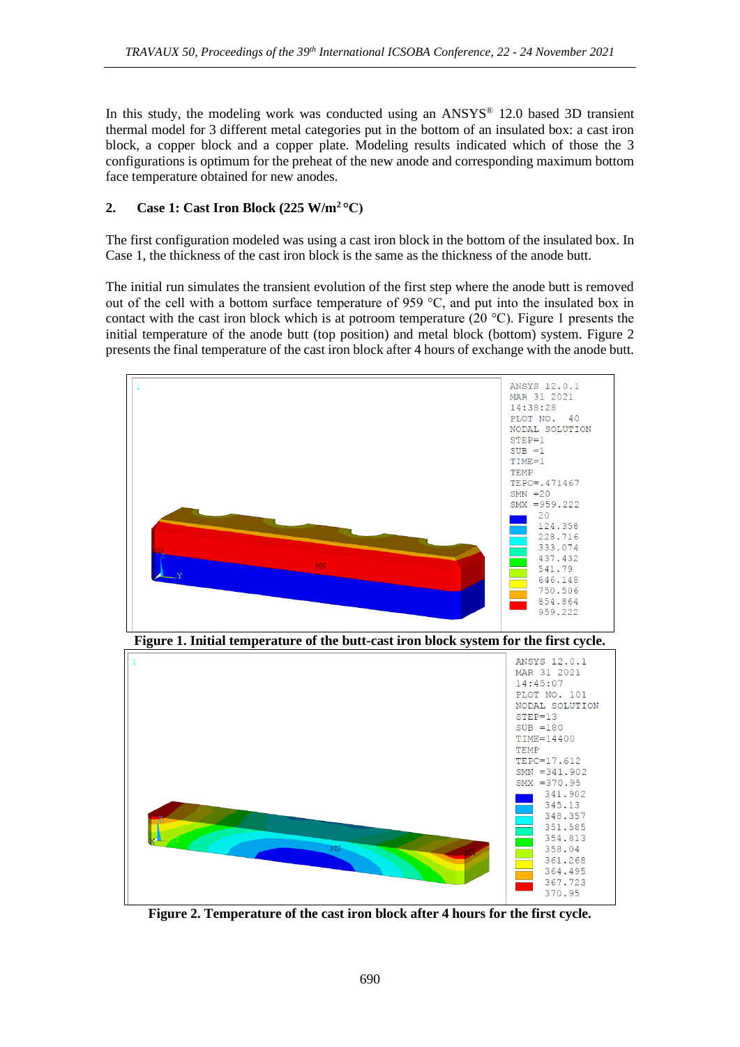In this study, the modeling work was conducted using an ANSYS® 12.0 based 3D transient thermal model for 3 different metal categories put in the bottom of an insulated box: a cast iron block, a copper block and a copper plate. Modeling results indicated which of those the 3 configurations is optimum for the preheat of the new anode and corresponding maximum bottom face temperature obtained for new anodes.

## 2. Case 1: Cast Iron Block (225 W/m²°C)

The first configuration modeled was using a cast iron block in the bottom of the insulated box. In Case 1, the thickness of the cast iron block is the same as the thickness of the anode butt.

The initial run simulates the transient evolution of the first step where the anode butt is removed out of the cell with a bottom surface temperature of 959 °C, and put into the insulated box in contact with the cast iron block which is at potroom temperature (20 °C). Figure 1 presents the initial temperature of the anode butt (top position) and metal block (bottom) system. Figure 2 presents the final temperature of the cast iron block after 4 hours of exchange with the anode butt.

**Figure 1. Initial temperature of the butt-cast iron block system for the first cycle.**

**Figure 2. Temperature of the cast iron block after 4 hours for the first cycle.**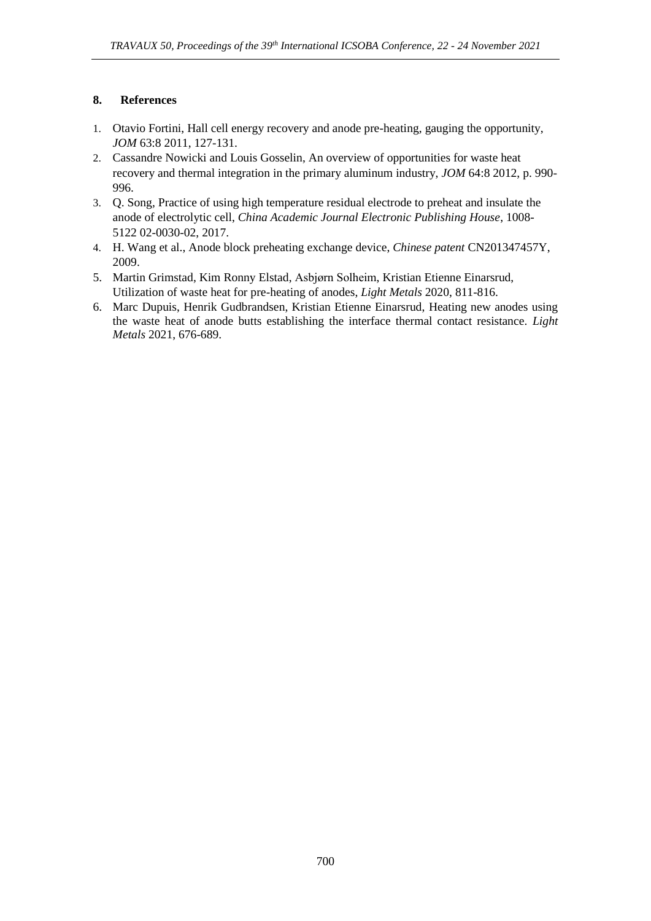## 8. References

1. Otavio Fortini, Hall cell energy recovery and anode pre-heating, gauging the opportunity, *JOM* 63:8 2011, 127-131.
2. Cassandre Nowicki and Louis Gosselin, An overview of opportunities for waste heat recovery and thermal integration in the primary aluminum industry, *JOM* 64:8 2012, p. 990-996.
3. Q. Song, Practice of using high temperature residual electrode to preheat and insulate the anode of electrolytic cell, *China Academic Journal Electronic Publishing House*, 1008-5122 02-0030-02, 2017.
4. H. Wang et al., Anode block preheating exchange device, *Chinese patent* CN201347457Y, 2009.
5. Martin Grimstad, Kim Ronny Elstad, Asbjørn Solheim, Kristian Etienne Einarsrud, Utilization of waste heat for pre-heating of anodes, *Light Metals* 2020, 811-816.
6. Marc Dupuis, Henrik Gudbrandsen, Kristian Etienne Einarsrud, Heating new anodes using the waste heat of anode butts establishing the interface thermal contact resistance. *Light Metals* 2021, 676-689.